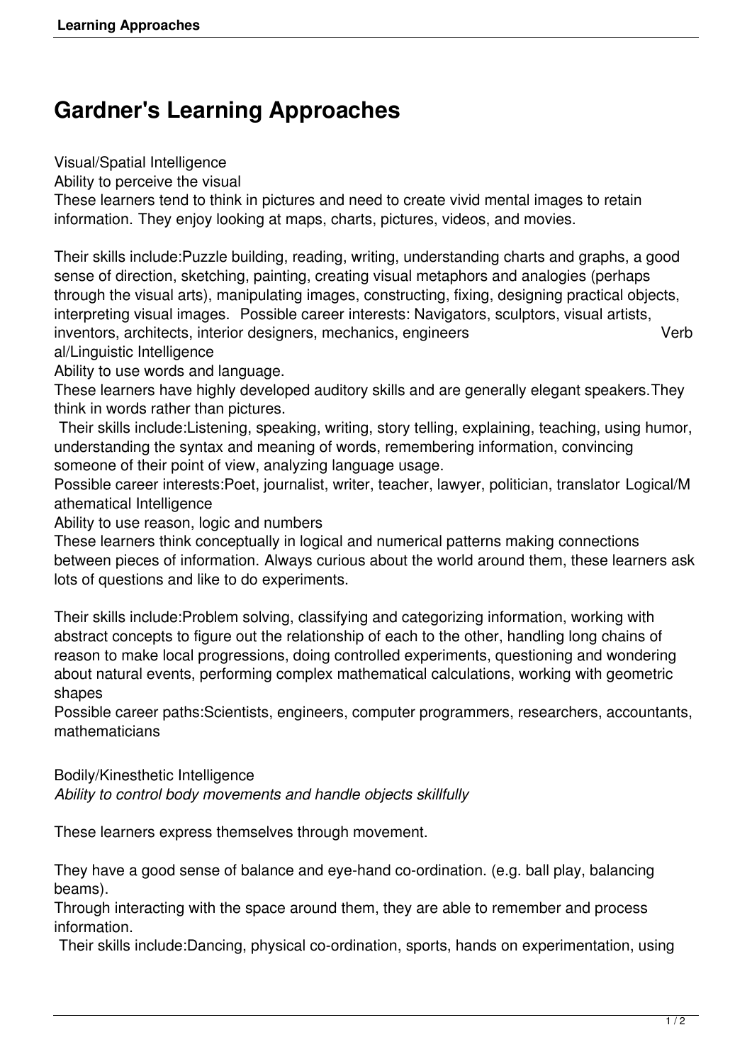# Gardner's Learning Approaches

Visual/Spatial Intelligence

Ability to perceive the visual

These learners tend to think in pictures and need to create vivid mental images to retain information. They enjoy looking at maps, charts, pictures, videos, and movies.

Their skills include:Puzzle building, reading, writing, understanding charts and graphs, a good sense of direction, sketching, painting, creating visual metaphors and analogies (perhaps through the visual arts), manipulating images, constructing, fixing, designing practical objects, interpreting visual images. Possible career interests: Navigators, sculptors, visual artists, inventors, architects, interior designers, mechanics, engineers

Verbal/Linguistic Intelligence

Ability to use words and language.

These learners have highly developed auditory skills and are generally elegant speakers.They think in words rather than pictures.

Their skills include:Listening, speaking, writing, story telling, explaining, teaching, using humor, understanding the syntax and meaning of words, remembering information, convincing someone of their point of view, analyzing language usage.

Possible career interests:Poet, journalist, writer, teacher, lawyer, politician, translator

Logical/Mathematical Intelligence

Ability to use reason, logic and numbers

These learners think conceptually in logical and numerical patterns making connections between pieces of information. Always curious about the world around them, these learners ask lots of questions and like to do experiments.

Their skills include:Problem solving, classifying and categorizing information, working with abstract concepts to figure out the relationship of each to the other, handling long chains of reason to make local progressions, doing controlled experiments, questioning and wondering about natural events, performing complex mathematical calculations, working with geometric shapes

Possible career paths:Scientists, engineers, computer programmers, researchers, accountants, mathematicians

Bodily/Kinesthetic Intelligence

*Ability to control body movements and handle objects skillfully*

These learners express themselves through movement.

They have a good sense of balance and eye-hand co-ordination. (e.g. ball play, balancing beams).

Through interacting with the space around them, they are able to remember and process information.

Their skills include:Dancing, physical co-ordination, sports, hands on experimentation, using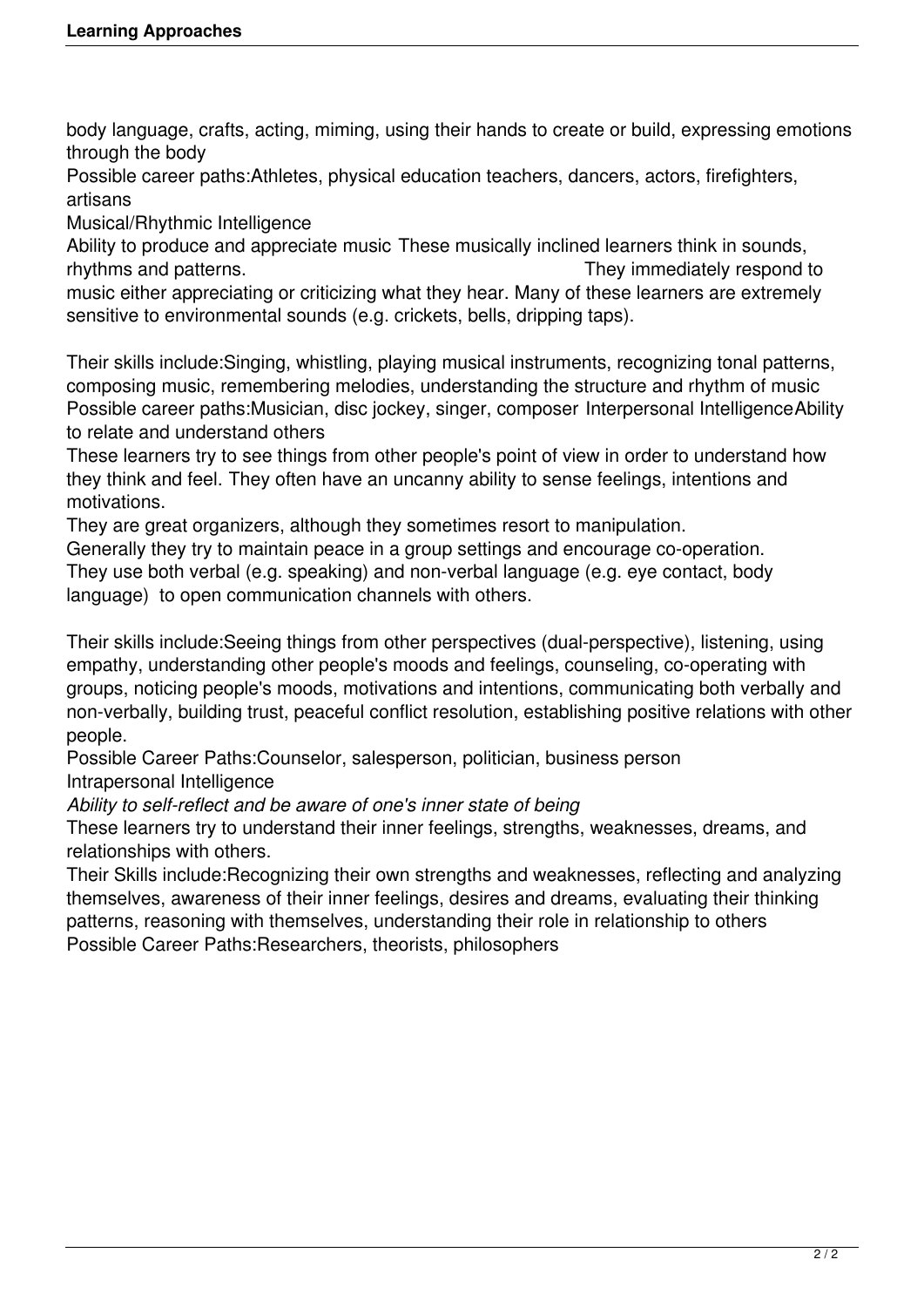body language, crafts, acting, miming, using their hands to create or build, expressing emotions through the body

Possible career paths:Athletes, physical education teachers, dancers, actors, firefighters, artisans

### Musical/Rhythmic Intelligence

Ability to produce and appreciate music These musically inclined learners think in sounds, rhythms and patterns. They immediately respond to music either appreciating or criticizing what they hear. Many of these learners are extremely sensitive to environmental sounds (e.g. crickets, bells, dripping taps).

Their skills include:Singing, whistling, playing musical instruments, recognizing tonal patterns, composing music, remembering melodies, understanding the structure and rhythm of music

Possible career paths:Musician, disc jockey, singer, composer

### Interpersonal Intelligence

Ability to relate and understand others

These learners try to see things from other people's point of view in order to understand how they think and feel. They often have an uncanny ability to sense feelings, intentions and motivations.

They are great organizers, although they sometimes resort to manipulation.

Generally they try to maintain peace in a group settings and encourage co-operation.

They use both verbal (e.g. speaking) and non-verbal language (e.g. eye contact, body language) to open communication channels with others.

Their skills include:Seeing things from other perspectives (dual-perspective), listening, using empathy, understanding other people's moods and feelings, counseling, co-operating with groups, noticing people's moods, motivations and intentions, communicating both verbally and non-verbally, building trust, peaceful conflict resolution, establishing positive relations with other people.

Possible Career Paths:Counselor, salesperson, politician, business person

### Intrapersonal Intelligence

*Ability to self-reflect and be aware of one's inner state of being*

These learners try to understand their inner feelings, strengths, weaknesses, dreams, and relationships with others.

Their Skills include:Recognizing their own strengths and weaknesses, reflecting and analyzing themselves, awareness of their inner feelings, desires and dreams, evaluating their thinking patterns, reasoning with themselves, understanding their role in relationship to others

Possible Career Paths:Researchers, theorists, philosophers